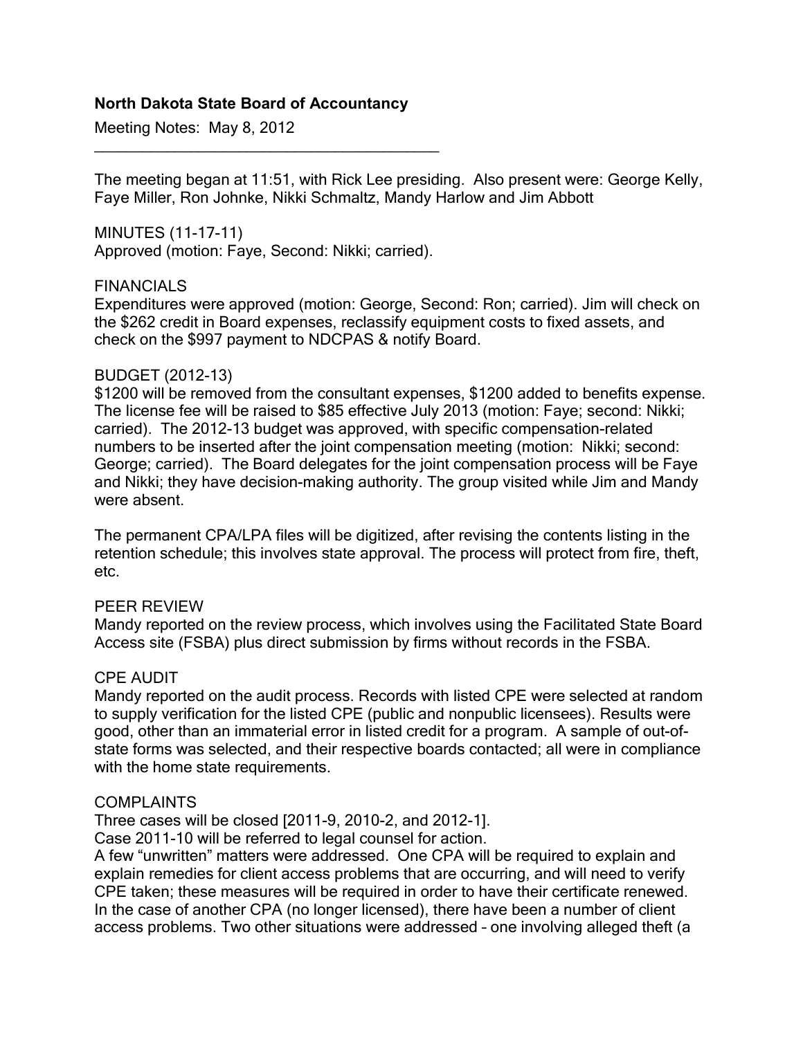**North Dakota State Board of Accountancy**

Meeting Notes: May 8, 2012

---

The meeting began at 11:51, with Rick Lee presiding. Also present were: George Kelly, Faye Miller, Ron Johnke, Nikki Schmaltz, Mandy Harlow and Jim Abbott

MINUTES (11-17-11)
Approved (motion: Faye, Second: Nikki; carried).

FINANCIALS
Expenditures were approved (motion: George, Second: Ron; carried). Jim will check on the $262 credit in Board expenses, reclassify equipment costs to fixed assets, and check on the $997 payment to NDCPAS & notify Board.

BUDGET (2012-13)
$1200 will be removed from the consultant expenses, $1200 added to benefits expense. The license fee will be raised to $85 effective July 2013 (motion: Faye; second: Nikki; carried). The 2012-13 budget was approved, with specific compensation-related numbers to be inserted after the joint compensation meeting (motion: Nikki; second: George; carried). The Board delegates for the joint compensation process will be Faye and Nikki; they have decision-making authority. The group visited while Jim and Mandy were absent.

The permanent CPA/LPA files will be digitized, after revising the contents listing in the retention schedule; this involves state approval. The process will protect from fire, theft, etc.

PEER REVIEW
Mandy reported on the review process, which involves using the Facilitated State Board Access site (FSBA) plus direct submission by firms without records in the FSBA.

CPE AUDIT
Mandy reported on the audit process. Records with listed CPE were selected at random to supply verification for the listed CPE (public and nonpublic licensees). Results were good, other than an immaterial error in listed credit for a program. A sample of out-of-state forms was selected, and their respective boards contacted; all were in compliance with the home state requirements.

COMPLAINTS
Three cases will be closed [2011-9, 2010-2, and 2012-1].
Case 2011-10 will be referred to legal counsel for action.
A few "unwritten" matters were addressed. One CPA will be required to explain and explain remedies for client access problems that are occurring, and will need to verify CPE taken; these measures will be required in order to have their certificate renewed. In the case of another CPA (no longer licensed), there have been a number of client access problems. Two other situations were addressed – one involving alleged theft (a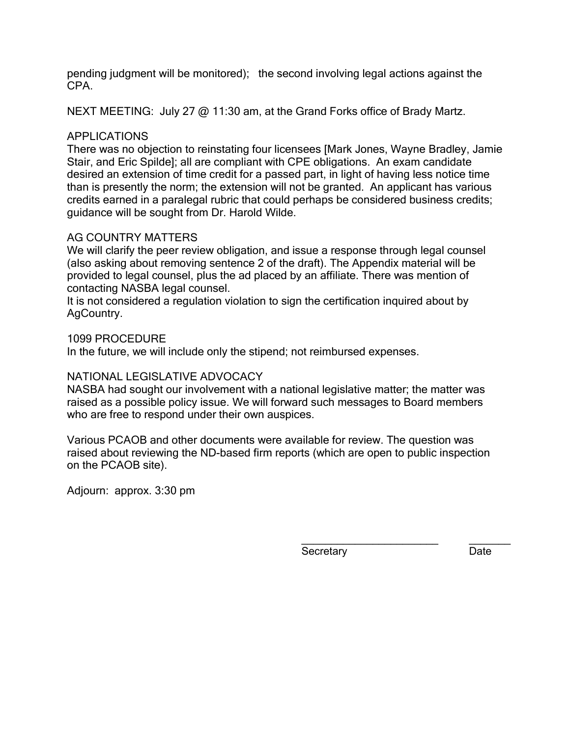pending judgment will be monitored); the second involving legal actions against the CPA.

NEXT MEETING: July 27 @ 11:30 am, at the Grand Forks office of Brady Martz.

APPLICATIONS

There was no objection to reinstating four licensees [Mark Jones, Wayne Bradley, Jamie Stair, and Eric Spilde]; all are compliant with CPE obligations. An exam candidate desired an extension of time credit for a passed part, in light of having less notice time than is presently the norm; the extension will not be granted. An applicant has various credits earned in a paralegal rubric that could perhaps be considered business credits; guidance will be sought from Dr. Harold Wilde.

AG COUNTRY MATTERS

We will clarify the peer review obligation, and issue a response through legal counsel (also asking about removing sentence 2 of the draft). The Appendix material will be provided to legal counsel, plus the ad placed by an affiliate. There was mention of contacting NASBA legal counsel.

It is not considered a regulation violation to sign the certification inquired about by AgCountry.

1099 PROCEDURE

In the future, we will include only the stipend; not reimbursed expenses.

NATIONAL LEGISLATIVE ADVOCACY

NASBA had sought our involvement with a national legislative matter; the matter was raised as a possible policy issue. We will forward such messages to Board members who are free to respond under their own auspices.

Various PCAOB and other documents were available for review. The question was raised about reviewing the ND-based firm reports (which are open to public inspection on the PCAOB site).

Adjourn: approx. 3:30 pm

\_\_\_\_\_\_\_\_\_\_\_\_\_\_\_\_\_\_\_\_\_\_\_\_ \_\_\_\_\_\_\_\_

Secretary Date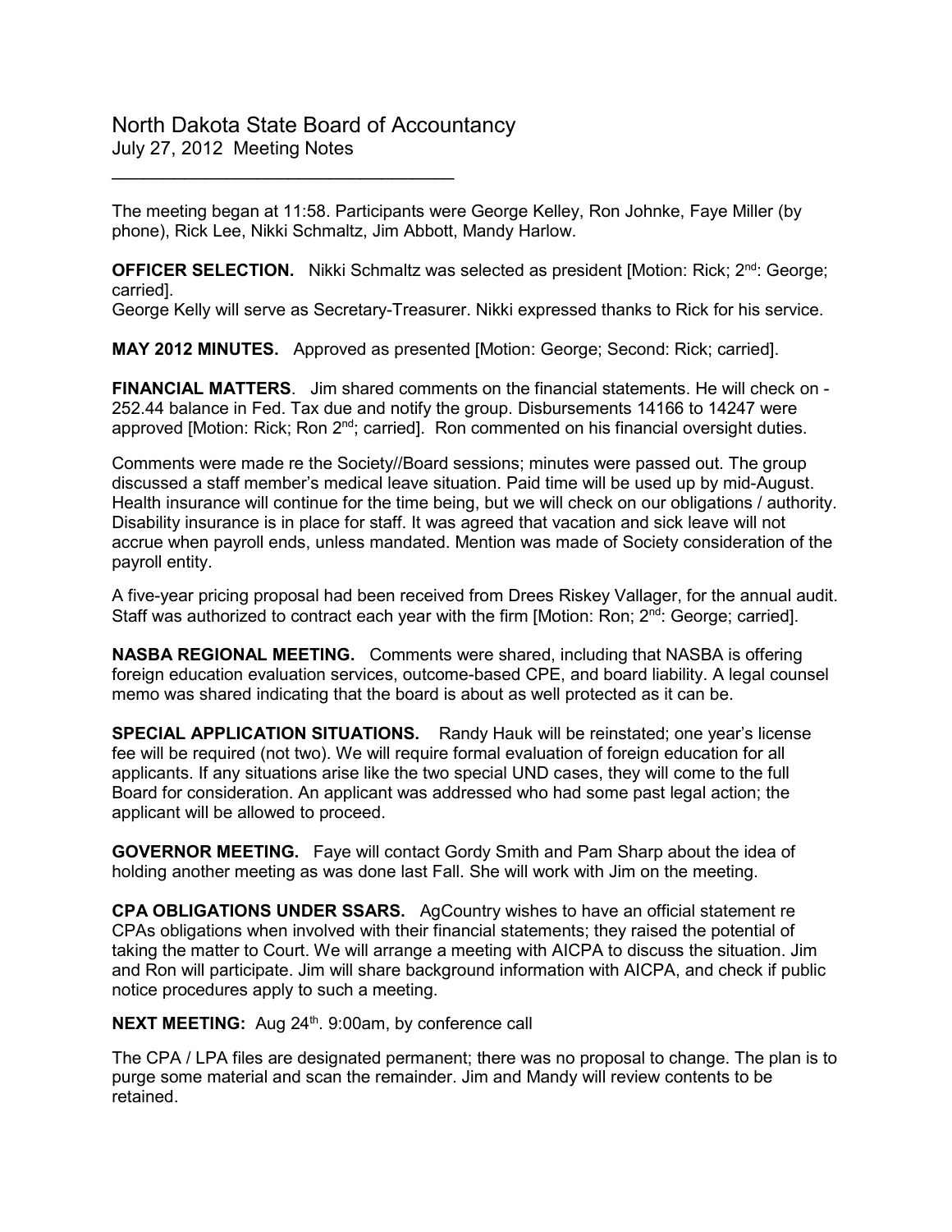# North Dakota State Board of Accountancy

July 27, 2012 Meeting Notes

---

The meeting began at 11:58. Participants were George Kelley, Ron Johnke, Faye Miller (by phone), Rick Lee, Nikki Schmaltz, Jim Abbott, Mandy Harlow.

**OFFICER SELECTION.** Nikki Schmaltz was selected as president [Motion: Rick; 2nd: George; carried].
George Kelly will serve as Secretary-Treasurer. Nikki expressed thanks to Rick for his service.

**MAY 2012 MINUTES.** Approved as presented [Motion: George; Second: Rick; carried].

**FINANCIAL MATTERS**. Jim shared comments on the financial statements. He will check on -252.44 balance in Fed. Tax due and notify the group. Disbursements 14166 to 14247 were approved [Motion: Rick; Ron 2nd; carried]. Ron commented on his financial oversight duties.

Comments were made re the Society//Board sessions; minutes were passed out. The group discussed a staff member's medical leave situation. Paid time will be used up by mid-August. Health insurance will continue for the time being, but we will check on our obligations / authority. Disability insurance is in place for staff. It was agreed that vacation and sick leave will not accrue when payroll ends, unless mandated. Mention was made of Society consideration of the payroll entity.

A five-year pricing proposal had been received from Drees Riskey Vallager, for the annual audit. Staff was authorized to contract each year with the firm [Motion: Ron; 2nd: George; carried].

**NASBA REGIONAL MEETING.** Comments were shared, including that NASBA is offering foreign education evaluation services, outcome-based CPE, and board liability. A legal counsel memo was shared indicating that the board is about as well protected as it can be.

**SPECIAL APPLICATION SITUATIONS.** Randy Hauk will be reinstated; one year's license fee will be required (not two). We will require formal evaluation of foreign education for all applicants. If any situations arise like the two special UND cases, they will come to the full Board for consideration. An applicant was addressed who had some past legal action; the applicant will be allowed to proceed.

**GOVERNOR MEETING.** Faye will contact Gordy Smith and Pam Sharp about the idea of holding another meeting as was done last Fall. She will work with Jim on the meeting.

**CPA OBLIGATIONS UNDER SSARS.** AgCountry wishes to have an official statement re CPAs obligations when involved with their financial statements; they raised the potential of taking the matter to Court. We will arrange a meeting with AICPA to discuss the situation. Jim and Ron will participate. Jim will share background information with AICPA, and check if public notice procedures apply to such a meeting.

**NEXT MEETING:** Aug 24th. 9:00am, by conference call

The CPA / LPA files are designated permanent; there was no proposal to change. The plan is to purge some material and scan the remainder. Jim and Mandy will review contents to be retained.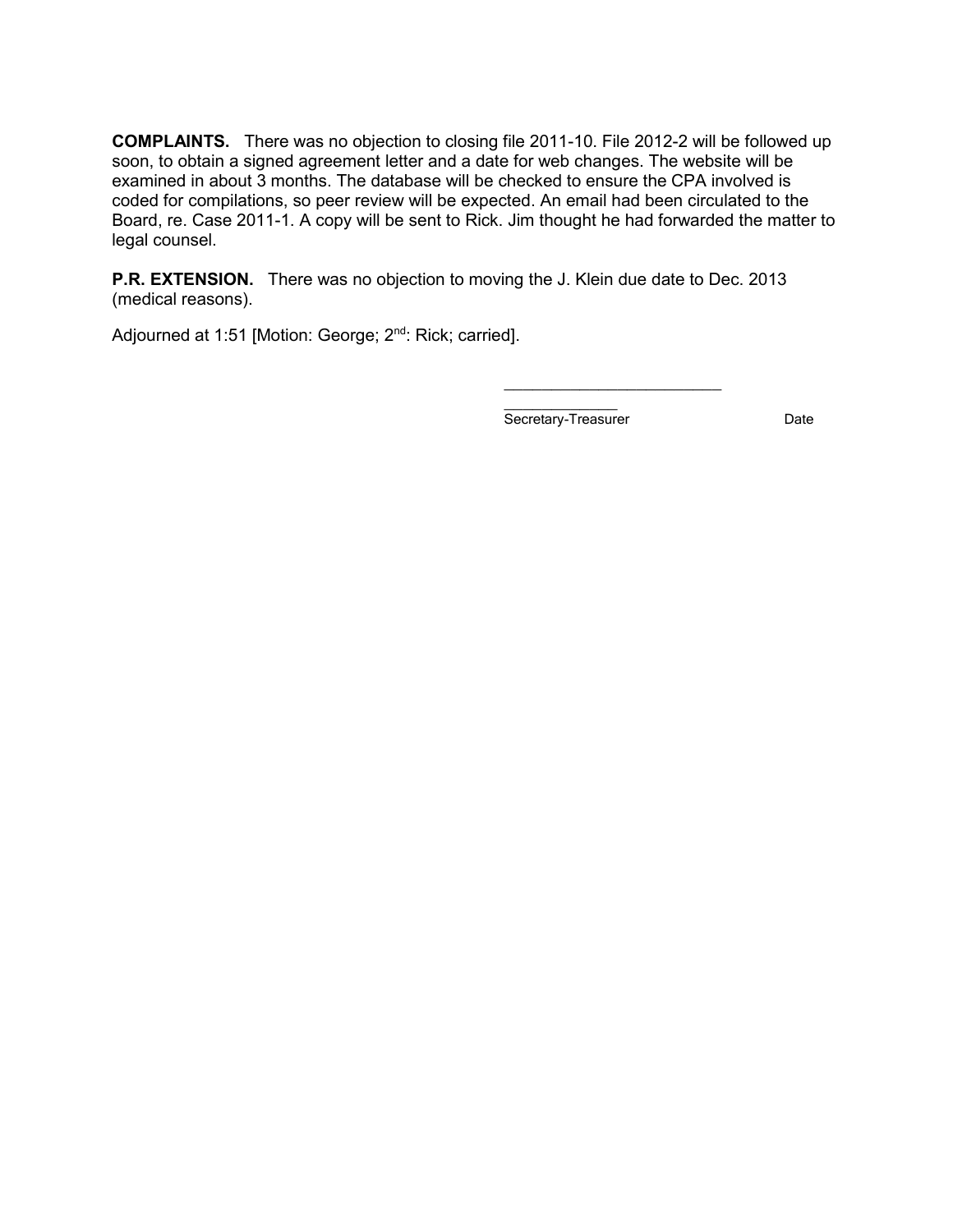**COMPLAINTS.** There was no objection to closing file 2011-10. File 2012-2 will be followed up soon, to obtain a signed agreement letter and a date for web changes. The website will be examined in about 3 months. The database will be checked to ensure the CPA involved is coded for compilations, so peer review will be expected. An email had been circulated to the Board, re. Case 2011-1. A copy will be sent to Rick. Jim thought he had forwarded the matter to legal counsel.

**P.R. EXTENSION.** There was no objection to moving the J. Klein due date to Dec. 2013 (medical reasons).

Adjourned at 1:51 [Motion: George; 2nd: Rick; carried].

\_\_\_\_\_\_\_\_\_\_\_\_\_\_\_\_\_\_\_\_\_\_\_\_\_\_\_\_\_\_\_\_\_\_\_\_\_\_\_\_\_\_

Secretary-Treasurer                    Date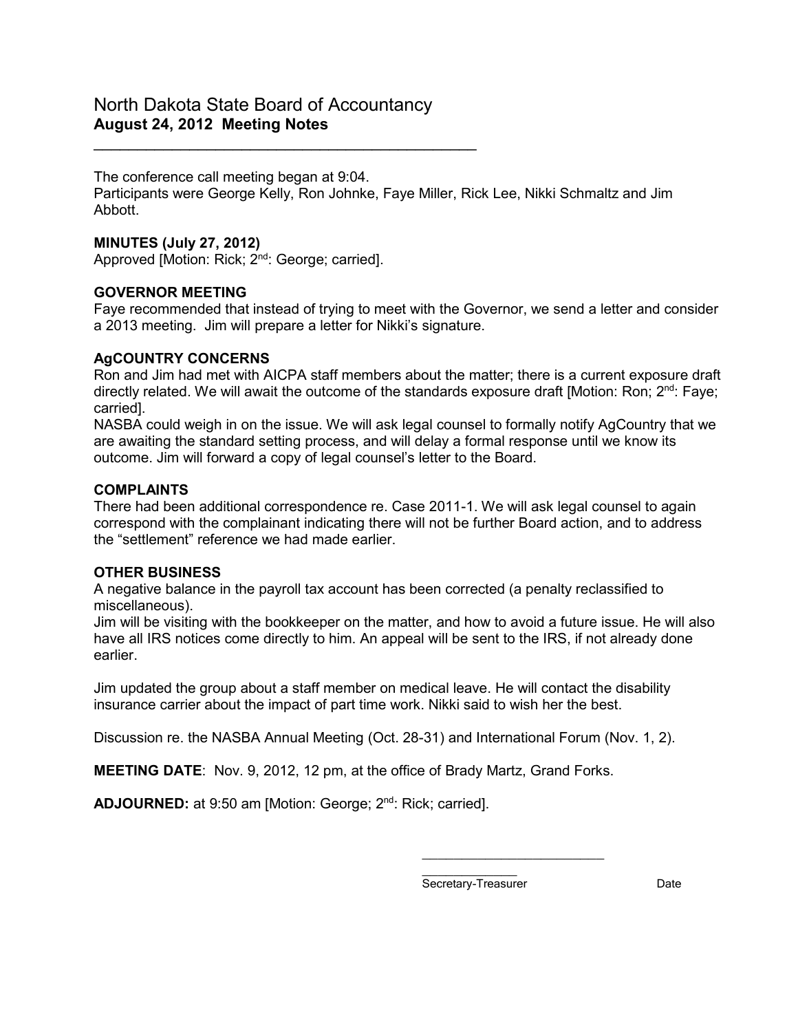# North Dakota State Board of Accountancy
**August 24, 2012 Meeting Notes**

---

The conference call meeting began at 9:04.
Participants were George Kelly, Ron Johnke, Faye Miller, Rick Lee, Nikki Schmaltz and Jim Abbott.

**MINUTES (July 27, 2012)**
Approved [Motion: Rick; 2nd: George; carried].

**GOVERNOR MEETING**
Faye recommended that instead of trying to meet with the Governor, we send a letter and consider a 2013 meeting. Jim will prepare a letter for Nikki's signature.

**AgCOUNTRY CONCERNS**
Ron and Jim had met with AICPA staff members about the matter; there is a current exposure draft directly related. We will await the outcome of the standards exposure draft [Motion: Ron; 2nd: Faye; carried].
NASBA could weigh in on the issue. We will ask legal counsel to formally notify AgCountry that we are awaiting the standard setting process, and will delay a formal response until we know its outcome. Jim will forward a copy of legal counsel's letter to the Board.

**COMPLAINTS**
There had been additional correspondence re. Case 2011-1. We will ask legal counsel to again correspond with the complainant indicating there will not be further Board action, and to address the "settlement" reference we had made earlier.

**OTHER BUSINESS**
A negative balance in the payroll tax account has been corrected (a penalty reclassified to miscellaneous).
Jim will be visiting with the bookkeeper on the matter, and how to avoid a future issue. He will also have all IRS notices come directly to him. An appeal will be sent to the IRS, if not already done earlier.

Jim updated the group about a staff member on medical leave. He will contact the disability insurance carrier about the impact of part time work. Nikki said to wish her the best.

Discussion re. the NASBA Annual Meeting (Oct. 28-31) and International Forum (Nov. 1, 2).

**MEETING DATE**: Nov. 9, 2012, 12 pm, at the office of Brady Martz, Grand Forks.

**ADJOURNED:** at 9:50 am [Motion: George; 2nd: Rick; carried].

\_\_\_\_\_\_\_\_\_\_\_\_\_\_\_\_\_\_\_\_\_\_\_\_\_\_\_\_\_\_\_\_\_\_\_\_\_\_\_\_
Secretary-Treasurer Date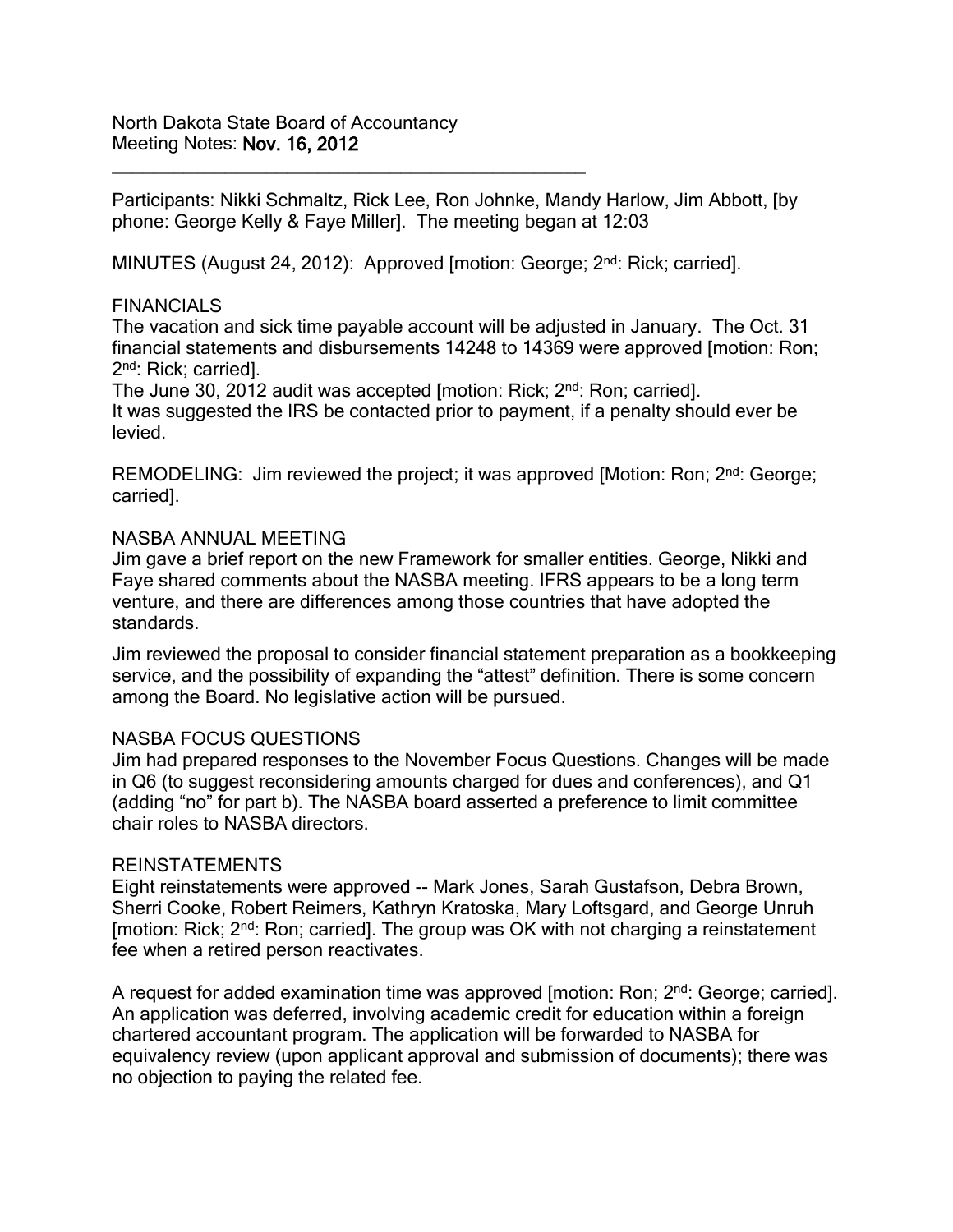North Dakota State Board of Accountancy
Meeting Notes: **Nov. 16, 2012**

---

Participants: Nikki Schmaltz, Rick Lee, Ron Johnke, Mandy Harlow, Jim Abbott, [by phone: George Kelly & Faye Miller]. The meeting began at 12:03

MINUTES (August 24, 2012): Approved [motion: George; 2nd: Rick; carried].

FINANCIALS
The vacation and sick time payable account will be adjusted in January. The Oct. 31 financial statements and disbursements 14248 to 14369 were approved [motion: Ron; 2nd: Rick; carried].
The June 30, 2012 audit was accepted [motion: Rick; 2nd: Ron; carried].
It was suggested the IRS be contacted prior to payment, if a penalty should ever be levied.

REMODELING: Jim reviewed the project; it was approved [Motion: Ron; 2nd: George; carried].

NASBA ANNUAL MEETING
Jim gave a brief report on the new Framework for smaller entities. George, Nikki and Faye shared comments about the NASBA meeting. IFRS appears to be a long term venture, and there are differences among those countries that have adopted the standards.

Jim reviewed the proposal to consider financial statement preparation as a bookkeeping service, and the possibility of expanding the "attest" definition. There is some concern among the Board. No legislative action will be pursued.

NASBA FOCUS QUESTIONS
Jim had prepared responses to the November Focus Questions. Changes will be made in Q6 (to suggest reconsidering amounts charged for dues and conferences), and Q1 (adding "no" for part b). The NASBA board asserted a preference to limit committee chair roles to NASBA directors.

REINSTATEMENTS
Eight reinstatements were approved -- Mark Jones, Sarah Gustafson, Debra Brown, Sherri Cooke, Robert Reimers, Kathryn Kratoska, Mary Loftsgard, and George Unruh [motion: Rick; 2nd: Ron; carried]. The group was OK with not charging a reinstatement fee when a retired person reactivates.

A request for added examination time was approved [motion: Ron; 2nd: George; carried]. An application was deferred, involving academic credit for education within a foreign chartered accountant program. The application will be forwarded to NASBA for equivalency review (upon applicant approval and submission of documents); there was no objection to paying the related fee.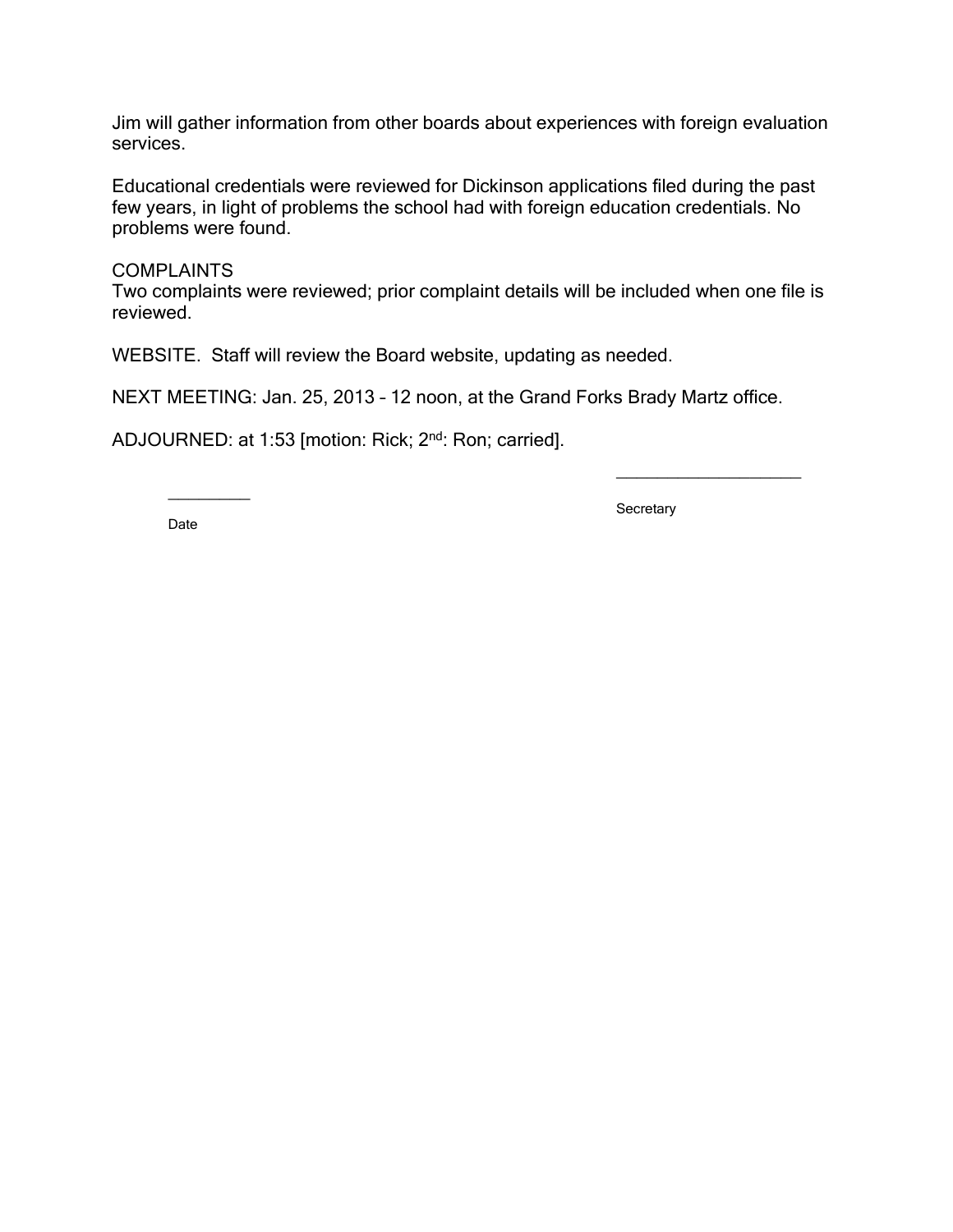Jim will gather information from other boards about experiences with foreign evaluation services.

Educational credentials were reviewed for Dickinson applications filed during the past few years, in light of problems the school had with foreign education credentials. No problems were found.

COMPLAINTS
Two complaints were reviewed; prior complaint details will be included when one file is reviewed.

WEBSITE. Staff will review the Board website, updating as needed.

NEXT MEETING: Jan. 25, 2013 – 12 noon, at the Grand Forks Brady Martz office.

ADJOURNED: at 1:53 [motion: Rick; 2nd: Ron; carried].

__________ Date

______________________ Secretary